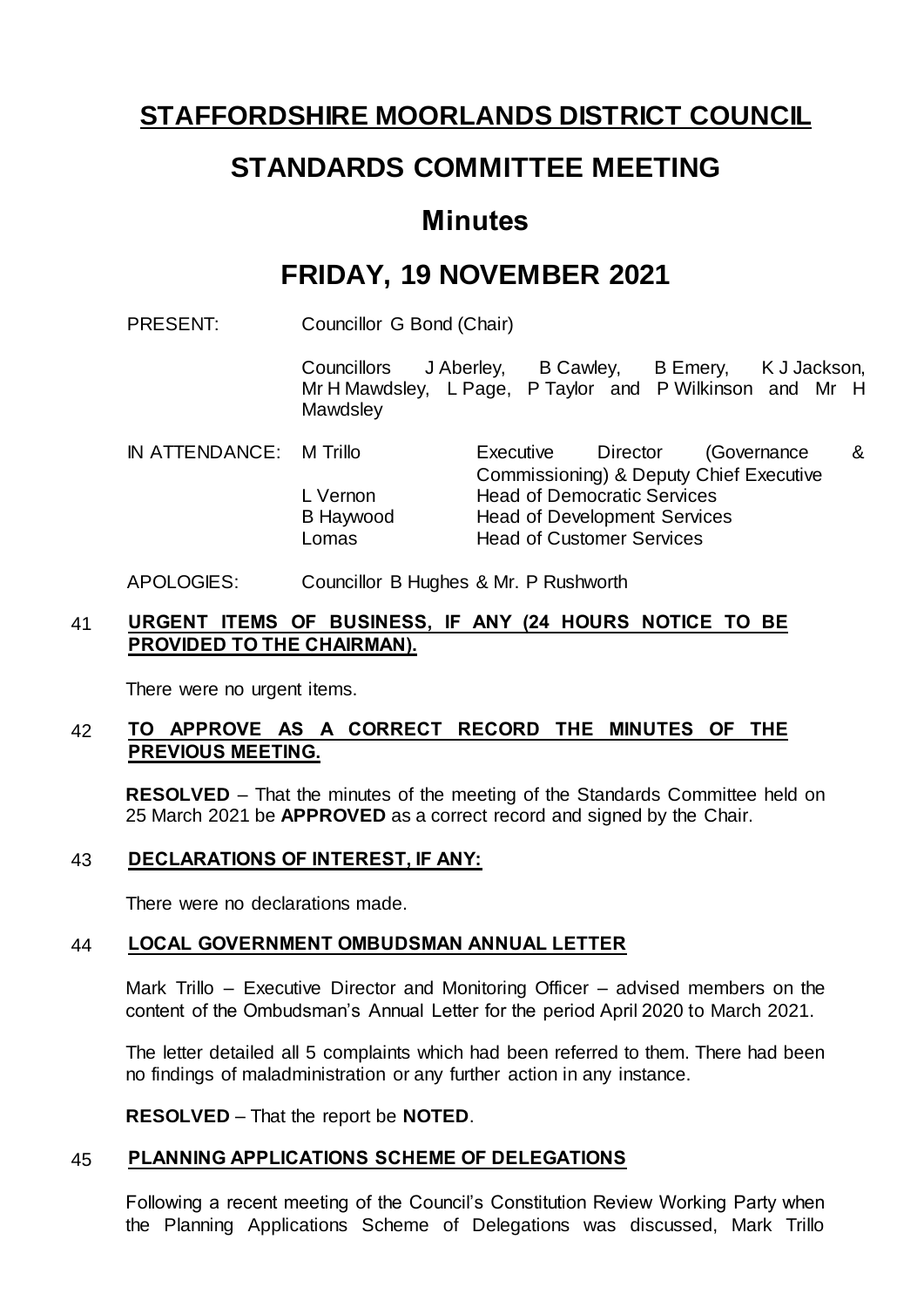# STAFFORDSHIRE MOORLANDS DISTRICT COUNCIL

# STANDARDS COMMITTEE MEETING

## Minutes

# FRIDAY, 19 NOVEMBER 2021

PRESENT: Councillor G Bond (Chair)

Councillors J Aberley, B Cawley, B Emery, K J Jackson, Mr H Mawdsley, L Page, P Taylor and P Wilkinson and Mr H Mawdsley

| IN ATTENDANCE: | M Trillo | Executive Director (Governance & Commissioning) & Deputy Chief Executive |
|---|---|---|
| | L Vernon | Head of Democratic Services |
| | B Haywood | Head of Development Services |
| | Lomas | Head of Customer Services |

APOLOGIES: Councillor B Hughes & Mr. P Rushworth

### 41 URGENT ITEMS OF BUSINESS, IF ANY (24 HOURS NOTICE TO BE PROVIDED TO THE CHAIRMAN).

There were no urgent items.

### 42 TO APPROVE AS A CORRECT RECORD THE MINUTES OF THE PREVIOUS MEETING.

**RESOLVED** – That the minutes of the meeting of the Standards Committee held on 25 March 2021 be **APPROVED** as a correct record and signed by the Chair.

### 43 DECLARATIONS OF INTEREST, IF ANY:

There were no declarations made.

### 44 LOCAL GOVERNMENT OMBUDSMAN ANNUAL LETTER

Mark Trillo – Executive Director and Monitoring Officer – advised members on the content of the Ombudsman's Annual Letter for the period April 2020 to March 2021.

The letter detailed all 5 complaints which had been referred to them. There had been no findings of maladministration or any further action in any instance.

**RESOLVED** – That the report be **NOTED**.

### 45 PLANNING APPLICATIONS SCHEME OF DELEGATIONS

Following a recent meeting of the Council's Constitution Review Working Party when the Planning Applications Scheme of Delegations was discussed, Mark Trillo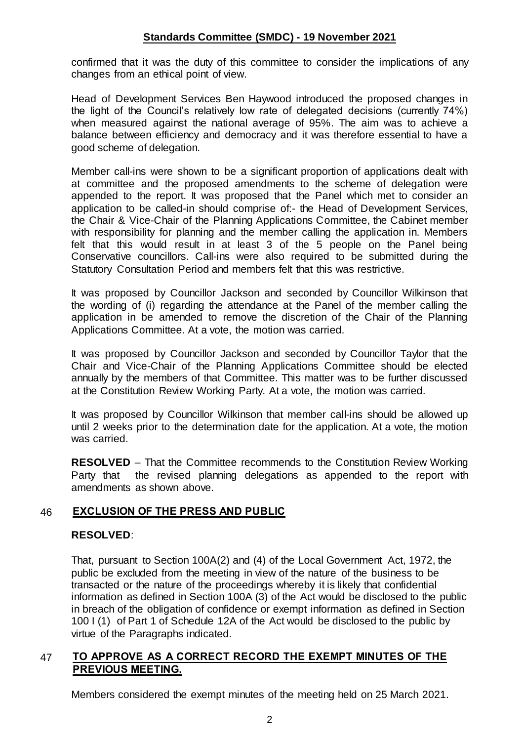confirmed that it was the duty of this committee to consider the implications of any changes from an ethical point of view.

Head of Development Services Ben Haywood introduced the proposed changes in the light of the Council's relatively low rate of delegated decisions (currently 74%) when measured against the national average of 95%. The aim was to achieve a balance between efficiency and democracy and it was therefore essential to have a good scheme of delegation.

Member call-ins were shown to be a significant proportion of applications dealt with at committee and the proposed amendments to the scheme of delegation were appended to the report. It was proposed that the Panel which met to consider an application to be called-in should comprise of:- the Head of Development Services, the Chair & Vice-Chair of the Planning Applications Committee, the Cabinet member with responsibility for planning and the member calling the application in. Members felt that this would result in at least 3 of the 5 people on the Panel being Conservative councillors. Call-ins were also required to be submitted during the Statutory Consultation Period and members felt that this was restrictive.

It was proposed by Councillor Jackson and seconded by Councillor Wilkinson that the wording of (i) regarding the attendance at the Panel of the member calling the application in be amended to remove the discretion of the Chair of the Planning Applications Committee. At a vote, the motion was carried.

It was proposed by Councillor Jackson and seconded by Councillor Taylor that the Chair and Vice-Chair of the Planning Applications Committee should be elected annually by the members of that Committee. This matter was to be further discussed at the Constitution Review Working Party. At a vote, the motion was carried.

It was proposed by Councillor Wilkinson that member call-ins should be allowed up until 2 weeks prior to the determination date for the application. At a vote, the motion was carried.

**RESOLVED** – That the Committee recommends to the Constitution Review Working Party that the revised planning delegations as appended to the report with amendments as shown above.

## 46 EXCLUSION OF THE PRESS AND PUBLIC

**RESOLVED**:

That, pursuant to Section 100A(2) and (4) of the Local Government Act, 1972, the public be excluded from the meeting in view of the nature of the business to be transacted or the nature of the proceedings whereby it is likely that confidential information as defined in Section 100A (3) of the Act would be disclosed to the public in breach of the obligation of confidence or exempt information as defined in Section 100 I (1) of Part 1 of Schedule 12A of the Act would be disclosed to the public by virtue of the Paragraphs indicated.

## 47 TO APPROVE AS A CORRECT RECORD THE EXEMPT MINUTES OF THE PREVIOUS MEETING.

Members considered the exempt minutes of the meeting held on 25 March 2021.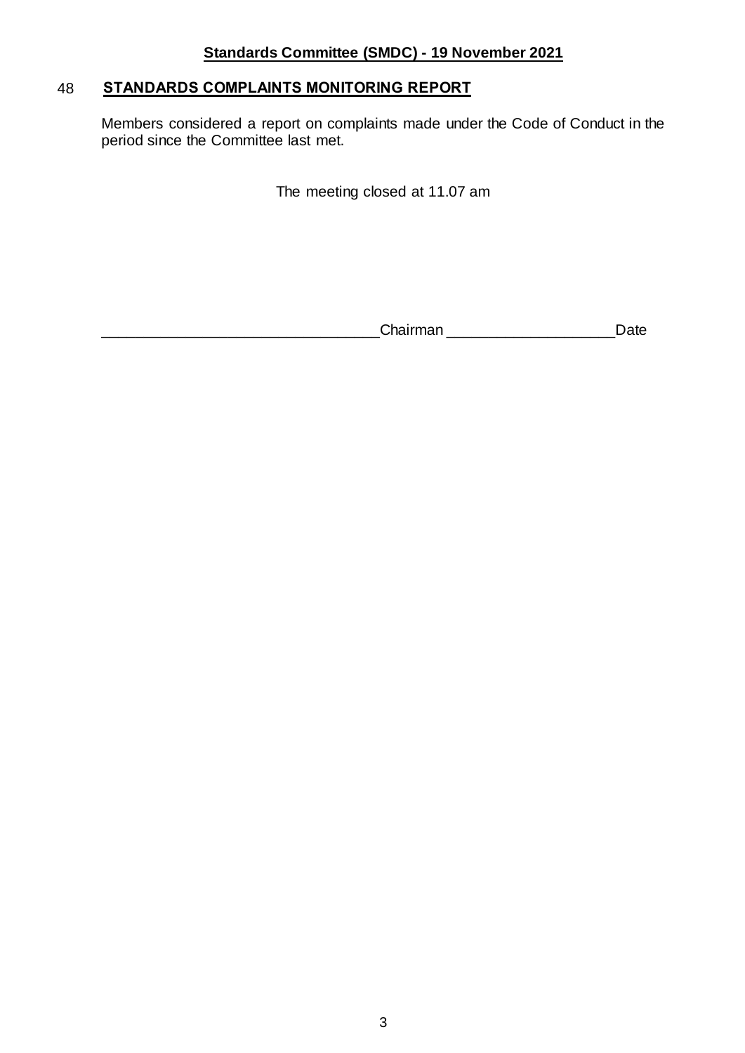## 48 STANDARDS COMPLAINTS MONITORING REPORT

Members considered a report on complaints made under the Code of Conduct in the period since the Committee last met.

The meeting closed at 11.07 am

__________________________________Chairman ____________________Date